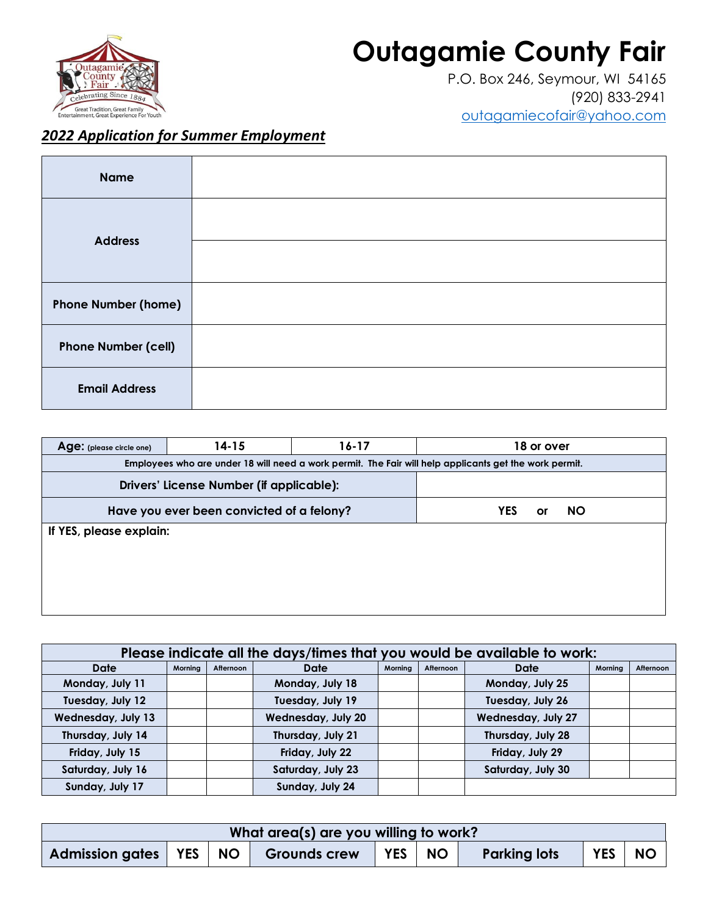# Outagamie County Fair

P.O. Box 246, Seymour, WI 54165
(920) 833-2941
outagamiecofair@yahoo.com

***2022 Application for Summer Employment***

| | |
|---|---|
| **Name** | |
| **Address** | |
| | |
| **Phone Number (home)** | |
| **Phone Number (cell)** | |
| **Email Address** | |

| **Age:** (please circle one) | **14-15** | **16-17** | **18 or over** |
|---|---|---|---|
| **Employees who are under 18 will need a work permit. The Fair will help applicants get the work permit.** | | | |
| **Drivers' License Number (if applicable):** | | | |
| **Have you ever been convicted of a felony?** | | | **YES or NO** |
| **If YES, please explain:** | | | |

**Please indicate all the days/times that you would be available to work:**

| Date | Morning | Afternoon | Date | Morning | Afternoon | Date | Morning | Afternoon |
|---|---|---|---|---|---|---|---|---|
| Monday, July 11 | | | Monday, July 18 | | | Monday, July 25 | | |
| Tuesday, July 12 | | | Tuesday, July 19 | | | Tuesday, July 26 | | |
| Wednesday, July 13 | | | Wednesday, July 20 | | | Wednesday, July 27 | | |
| Thursday, July 14 | | | Thursday, July 21 | | | Thursday, July 28 | | |
| Friday, July 15 | | | Friday, July 22 | | | Friday, July 29 | | |
| Saturday, July 16 | | | Saturday, July 23 | | | Saturday, July 30 | | |
| Sunday, July 17 | | | Sunday, July 24 | | | | | |

**What area(s) are you willing to work?**

| | | | | | | | | |
|---|---|---|---|---|---|---|---|---|
| **Admission gates** | **YES** | **NO** | **Grounds crew** | **YES** | **NO** | **Parking lots** | **YES** | **NO** |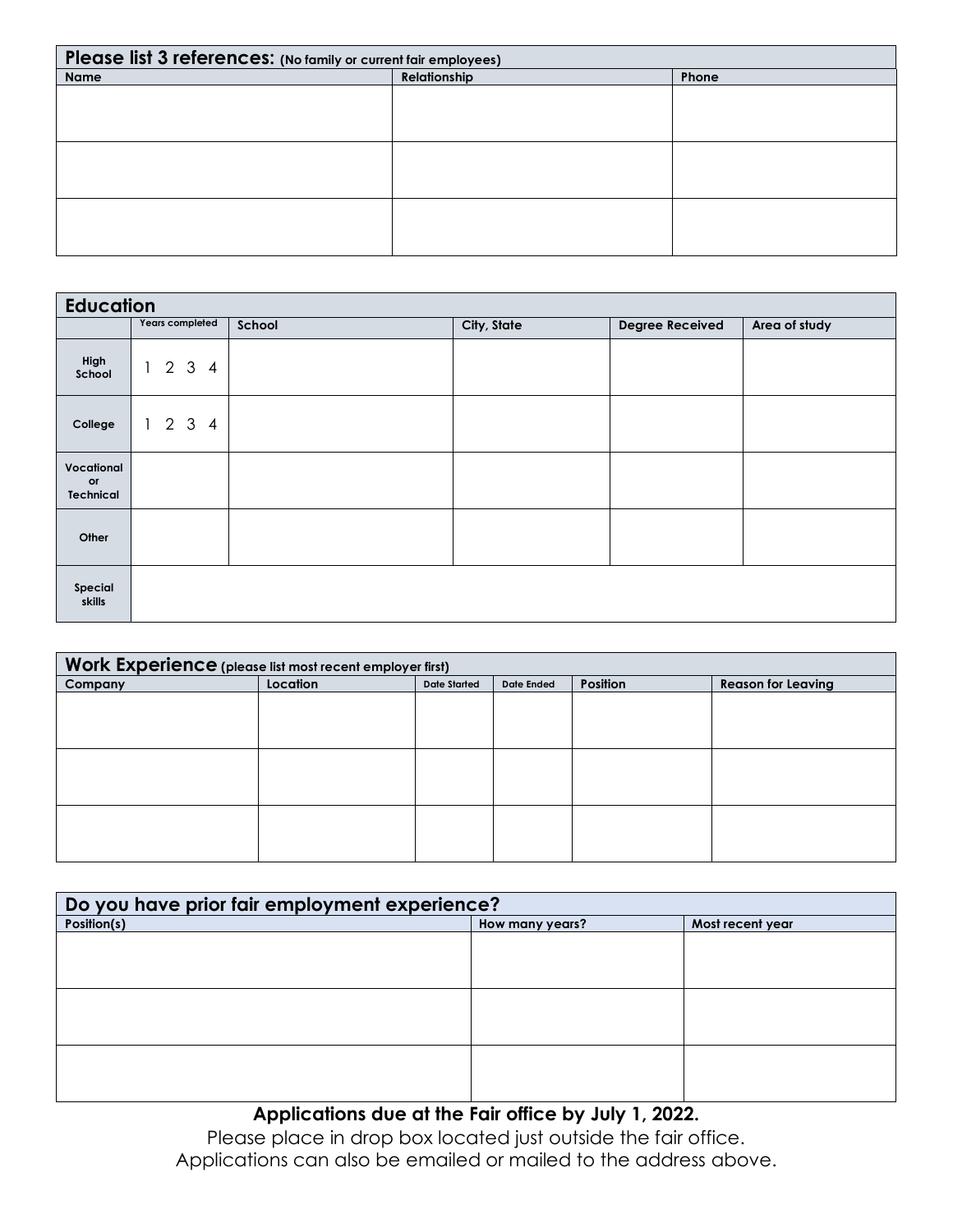## Please list 3 references: (No family or current fair employees)

| Name | Relationship | Phone |
|---|---|---|
| | | |
| | | |
| | | |

## Education

| | Years completed | School | City, State | Degree Received | Area of study |
|---|---|---|---|---|---|
| High School | 1 2 3 4 | | | | |
| College | 1 2 3 4 | | | | |
| Vocational or Technical | | | | | |
| Other | | | | | |
| Special skills | | | | | |

## Work Experience (please list most recent employer first)

| Company | Location | Date Started | Date Ended | Position | Reason for Leaving |
|---|---|---|---|---|---|
| | | | | | |
| | | | | | |
| | | | | | |

## Do you have prior fair employment experience?

| Position(s) | How many years? | Most recent year |
|---|---|---|
| | | |
| | | |
| | | |

**Applications due at the Fair office by July 1, 2022.**

Please place in drop box located just outside the fair office.

Applications can also be emailed or mailed to the address above.